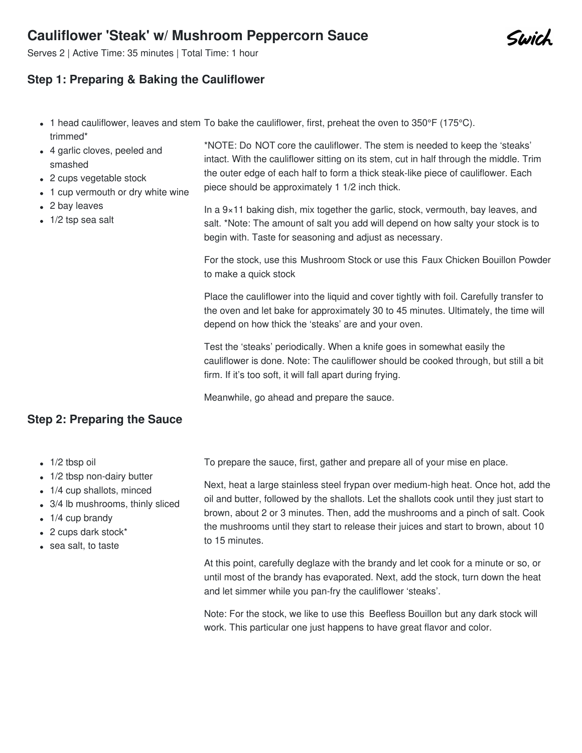# Cauliflower 'Steak' w/ Mushroom Peppercorn Sauce

Serves 2 | Active Time: 35 minutes | Total Time: 1 hour

## Step 1: Preparing & Baking the Cauliflower

- 1 head cauliflower, leaves and stem trimmed*
- 4 garlic cloves, peeled and smashed
- 2 cups vegetable stock
- 1 cup vermouth or dry white wine
- 2 bay leaves
- 1/2 tsp sea salt

To bake the cauliflower, first, preheat the oven to 350°F (175°C).

*NOTE: Do NOT core the cauliflower. The stem is needed to keep the 'steaks' intact. With the cauliflower sitting on its stem, cut in half through the middle. Trim the outer edge of each half to form a thick steak-like piece of cauliflower. Each piece should be approximately 1 1/2 inch thick.

In a 9×11 baking dish, mix together the garlic, stock, vermouth, bay leaves, and salt. *Note: The amount of salt you add will depend on how salty your stock is to begin with. Taste for seasoning and adjust as necessary.

For the stock, use this Mushroom Stock or use this Faux Chicken Bouillon Powder to make a quick stock

Place the cauliflower into the liquid and cover tightly with foil. Carefully transfer to the oven and let bake for approximately 30 to 45 minutes. Ultimately, the time will depend on how thick the 'steaks' are and your oven.

Test the 'steaks' periodically. When a knife goes in somewhat easily the cauliflower is done. Note: The cauliflower should be cooked through, but still a bit firm. If it's too soft, it will fall apart during frying.

Meanwhile, go ahead and prepare the sauce.

## Step 2: Preparing the Sauce

- 1/2 tbsp oil
- 1/2 tbsp non-dairy butter
- 1/4 cup shallots, minced
- 3/4 lb mushrooms, thinly sliced
- 1/4 cup brandy
- 2 cups dark stock*
- sea salt, to taste

To prepare the sauce, first, gather and prepare all of your mise en place.

Next, heat a large stainless steel frypan over medium-high heat. Once hot, add the oil and butter, followed by the shallots. Let the shallots cook until they just start to brown, about 2 or 3 minutes. Then, add the mushrooms and a pinch of salt. Cook the mushrooms until they start to release their juices and start to brown, about 10 to 15 minutes.

At this point, carefully deglaze with the brandy and let cook for a minute or so, or until most of the brandy has evaporated. Next, add the stock, turn down the heat and let simmer while you pan-fry the cauliflower 'steaks'.

Note: For the stock, we like to use this Beefless Bouillon but any dark stock will work. This particular one just happens to have great flavor and color.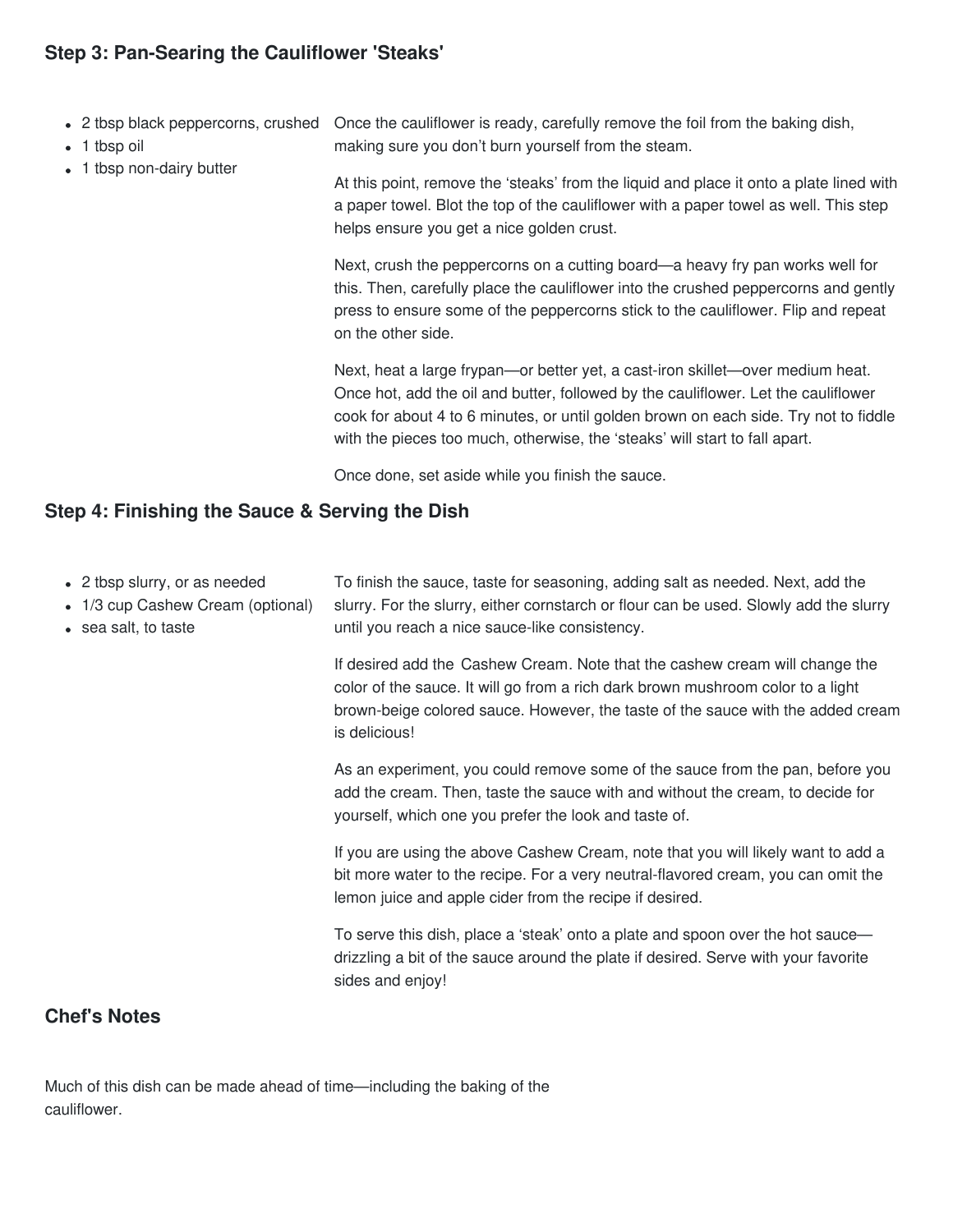### Step 3: Pan-Searing the Cauliflower 'Steaks'

- 2 tbsp black peppercorns, crushed
- 1 tbsp oil
- 1 tbsp non-dairy butter

Once the cauliflower is ready, carefully remove the foil from the baking dish, making sure you don't burn yourself from the steam.

At this point, remove the 'steaks' from the liquid and place it onto a plate lined with a paper towel. Blot the top of the cauliflower with a paper towel as well. This step helps ensure you get a nice golden crust.

Next, crush the peppercorns on a cutting board—a heavy fry pan works well for this. Then, carefully place the cauliflower into the crushed peppercorns and gently press to ensure some of the peppercorns stick to the cauliflower. Flip and repeat on the other side.

Next, heat a large frypan—or better yet, a cast-iron skillet—over medium heat. Once hot, add the oil and butter, followed by the cauliflower. Let the cauliflower cook for about 4 to 6 minutes, or until golden brown on each side. Try not to fiddle with the pieces too much, otherwise, the 'steaks' will start to fall apart.

Once done, set aside while you finish the sauce.

### Step 4: Finishing the Sauce & Serving the Dish

- 2 tbsp slurry, or as needed
- 1/3 cup Cashew Cream (optional)
- sea salt, to taste

To finish the sauce, taste for seasoning, adding salt as needed. Next, add the slurry. For the slurry, either cornstarch or flour can be used. Slowly add the slurry until you reach a nice sauce-like consistency.

If desired add the Cashew Cream. Note that the cashew cream will change the color of the sauce. It will go from a rich dark brown mushroom color to a light brown-beige colored sauce. However, the taste of the sauce with the added cream is delicious!

As an experiment, you could remove some of the sauce from the pan, before you add the cream. Then, taste the sauce with and without the cream, to decide for yourself, which one you prefer the look and taste of.

If you are using the above Cashew Cream, note that you will likely want to add a bit more water to the recipe. For a very neutral-flavored cream, you can omit the lemon juice and apple cider from the recipe if desired.

To serve this dish, place a 'steak' onto a plate and spoon over the hot sauce—drizzling a bit of the sauce around the plate if desired. Serve with your favorite sides and enjoy!

### Chef's Notes

Much of this dish can be made ahead of time—including the baking of the cauliflower.